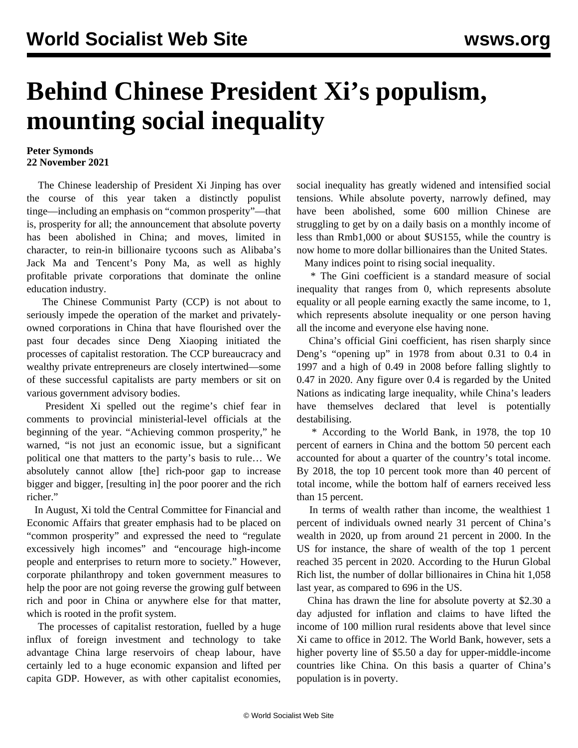# Behind Chinese President Xi's populism, mounting social inequality

**Peter Symonds**
**22 November 2021**

The Chinese leadership of President Xi Jinping has over the course of this year taken a distinctly populist tinge—including an emphasis on "common prosperity"—that is, prosperity for all; the announcement that absolute poverty has been abolished in China; and moves, limited in character, to rein-in billionaire tycoons such as Alibaba's Jack Ma and Tencent's Pony Ma, as well as highly profitable private corporations that dominate the online education industry.

The Chinese Communist Party (CCP) is not about to seriously impede the operation of the market and privately-owned corporations in China that have flourished over the past four decades since Deng Xiaoping initiated the processes of capitalist restoration. The CCP bureaucracy and wealthy private entrepreneurs are closely intertwined—some of these successful capitalists are party members or sit on various government advisory bodies.

President Xi spelled out the regime's chief fear in comments to provincial ministerial-level officials at the beginning of the year. "Achieving common prosperity," he warned, "is not just an economic issue, but a significant political one that matters to the party's basis to rule… We absolutely cannot allow [the] rich-poor gap to increase bigger and bigger, [resulting in] the poor poorer and the rich richer."

In August, Xi told the Central Committee for Financial and Economic Affairs that greater emphasis had to be placed on "common prosperity" and expressed the need to "regulate excessively high incomes" and "encourage high-income people and enterprises to return more to society." However, corporate philanthropy and token government measures to help the poor are not going reverse the growing gulf between rich and poor in China or anywhere else for that matter, which is rooted in the profit system.

The processes of capitalist restoration, fuelled by a huge influx of foreign investment and technology to take advantage China large reservoirs of cheap labour, have certainly led to a huge economic expansion and lifted per capita GDP. However, as with other capitalist economies, social inequality has greatly widened and intensified social tensions. While absolute poverty, narrowly defined, may have been abolished, some 600 million Chinese are struggling to get by on a daily basis on a monthly income of less than Rmb1,000 or about $US155, while the country is now home to more dollar billionaires than the United States.

Many indices point to rising social inequality.

* The Gini coefficient is a standard measure of social inequality that ranges from 0, which represents absolute equality or all people earning exactly the same income, to 1, which represents absolute inequality or one person having all the income and everyone else having none.

China's official Gini coefficient, has risen sharply since Deng's "opening up" in 1978 from about 0.31 to 0.4 in 1997 and a high of 0.49 in 2008 before falling slightly to 0.47 in 2020. Any figure over 0.4 is regarded by the United Nations as indicating large inequality, while China's leaders have themselves declared that level is potentially destabilising.

* According to the World Bank, in 1978, the top 10 percent of earners in China and the bottom 50 percent each accounted for about a quarter of the country's total income. By 2018, the top 10 percent took more than 40 percent of total income, while the bottom half of earners received less than 15 percent.

In terms of wealth rather than income, the wealthiest 1 percent of individuals owned nearly 31 percent of China's wealth in 2020, up from around 21 percent in 2000. In the US for instance, the share of wealth of the top 1 percent reached 35 percent in 2020. According to the Hurun Global Rich list, the number of dollar billionaires in China hit 1,058 last year, as compared to 696 in the US.

China has drawn the line for absolute poverty at $2.30 a day adjusted for inflation and claims to have lifted the income of 100 million rural residents above that level since Xi came to office in 2012. The World Bank, however, sets a higher poverty line of $5.50 a day for upper-middle-income countries like China. On this basis a quarter of China's population is in poverty.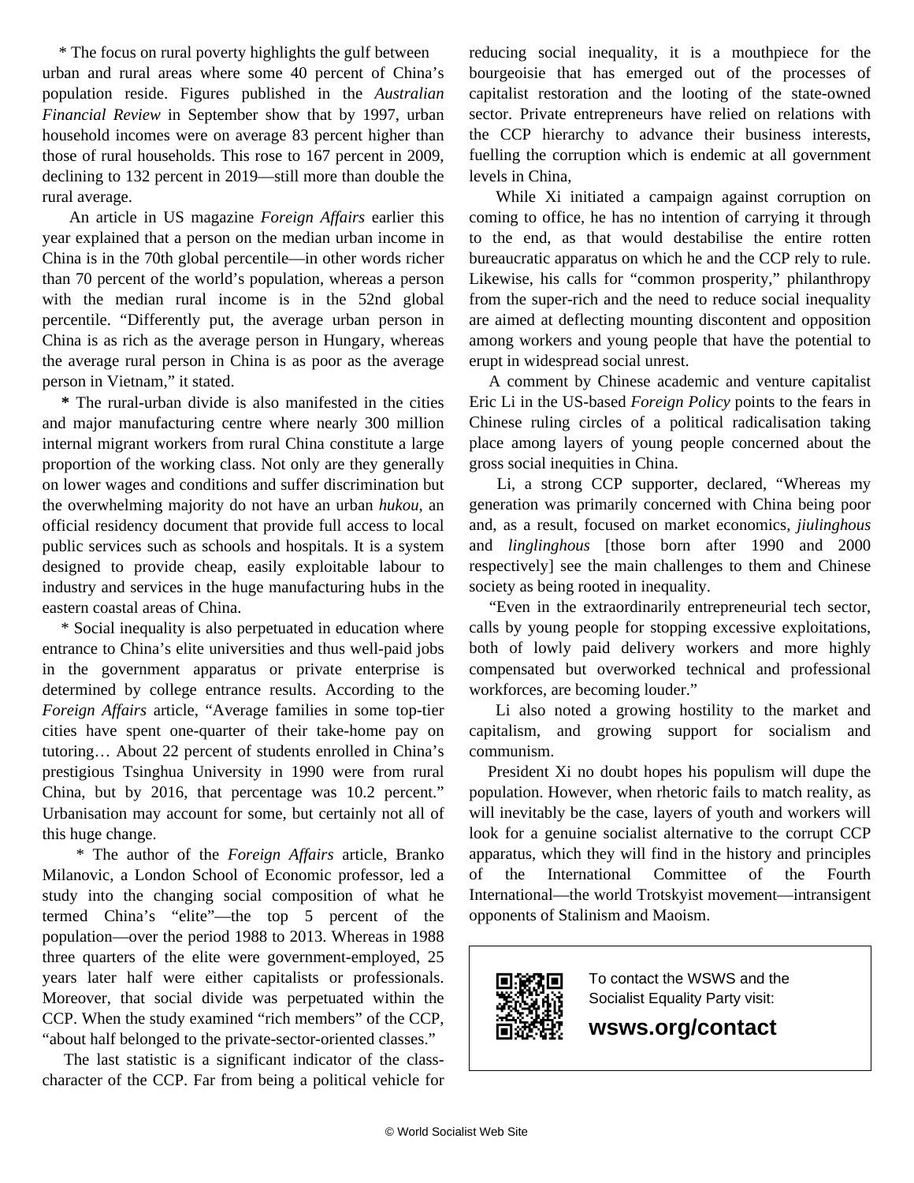* The focus on rural poverty highlights the gulf between urban and rural areas where some 40 percent of China's population reside. Figures published in the *Australian Financial Review* in September show that by 1997, urban household incomes were on average 83 percent higher than those of rural households. This rose to 167 percent in 2009, declining to 132 percent in 2019—still more than double the rural average.

An article in US magazine *Foreign Affairs* earlier this year explained that a person on the median urban income in China is in the 70th global percentile—in other words richer than 70 percent of the world's population, whereas a person with the median rural income is in the 52nd global percentile. "Differently put, the average urban person in China is as rich as the average person in Hungary, whereas the average rural person in China is as poor as the average person in Vietnam," it stated.

**\*** The rural-urban divide is also manifested in the cities and major manufacturing centre where nearly 300 million internal migrant workers from rural China constitute a large proportion of the working class. Not only are they generally on lower wages and conditions and suffer discrimination but the overwhelming majority do not have an urban *hukou*, an official residency document that provide full access to local public services such as schools and hospitals. It is a system designed to provide cheap, easily exploitable labour to industry and services in the huge manufacturing hubs in the eastern coastal areas of China.

* Social inequality is also perpetuated in education where entrance to China's elite universities and thus well-paid jobs in the government apparatus or private enterprise is determined by college entrance results. According to the *Foreign Affairs* article, "Average families in some top-tier cities have spent one-quarter of their take-home pay on tutoring… About 22 percent of students enrolled in China's prestigious Tsinghua University in 1990 were from rural China, but by 2016, that percentage was 10.2 percent." Urbanisation may account for some, but certainly not all of this huge change.

* The author of the *Foreign Affairs* article, Branko Milanovic, a London School of Economic professor, led a study into the changing social composition of what he termed China's "elite"—the top 5 percent of the population—over the period 1988 to 2013. Whereas in 1988 three quarters of the elite were government-employed, 25 years later half were either capitalists or professionals. Moreover, that social divide was perpetuated within the CCP. When the study examined "rich members" of the CCP, "about half belonged to the private-sector-oriented classes."

The last statistic is a significant indicator of the class-character of the CCP. Far from being a political vehicle for reducing social inequality, it is a mouthpiece for the bourgeoisie that has emerged out of the processes of capitalist restoration and the looting of the state-owned sector. Private entrepreneurs have relied on relations with the CCP hierarchy to advance their business interests, fuelling the corruption which is endemic at all government levels in China,

While Xi initiated a campaign against corruption on coming to office, he has no intention of carrying it through to the end, as that would destabilise the entire rotten bureaucratic apparatus on which he and the CCP rely to rule. Likewise, his calls for "common prosperity," philanthropy from the super-rich and the need to reduce social inequality are aimed at deflecting mounting discontent and opposition among workers and young people that have the potential to erupt in widespread social unrest.

A comment by Chinese academic and venture capitalist Eric Li in the US-based *Foreign Policy* points to the fears in Chinese ruling circles of a political radicalisation taking place among layers of young people concerned about the gross social inequities in China.

Li, a strong CCP supporter, declared, "Whereas my generation was primarily concerned with China being poor and, as a result, focused on market economics, *jiulinghous* and *linglinghous* [those born after 1990 and 2000 respectively] see the main challenges to them and Chinese society as being rooted in inequality.

"Even in the extraordinarily entrepreneurial tech sector, calls by young people for stopping excessive exploitations, both of lowly paid delivery workers and more highly compensated but overworked technical and professional workforces, are becoming louder."

Li also noted a growing hostility to the market and capitalism, and growing support for socialism and communism.

President Xi no doubt hopes his populism will dupe the population. However, when rhetoric fails to match reality, as will inevitably be the case, layers of youth and workers will look for a genuine socialist alternative to the corrupt CCP apparatus, which they will find in the history and principles of the International Committee of the Fourth International—the world Trotskyist movement—intransigent opponents of Stalinism and Maoism.

To contact the WSWS and the Socialist Equality Party visit:

**wsws.org/contact**